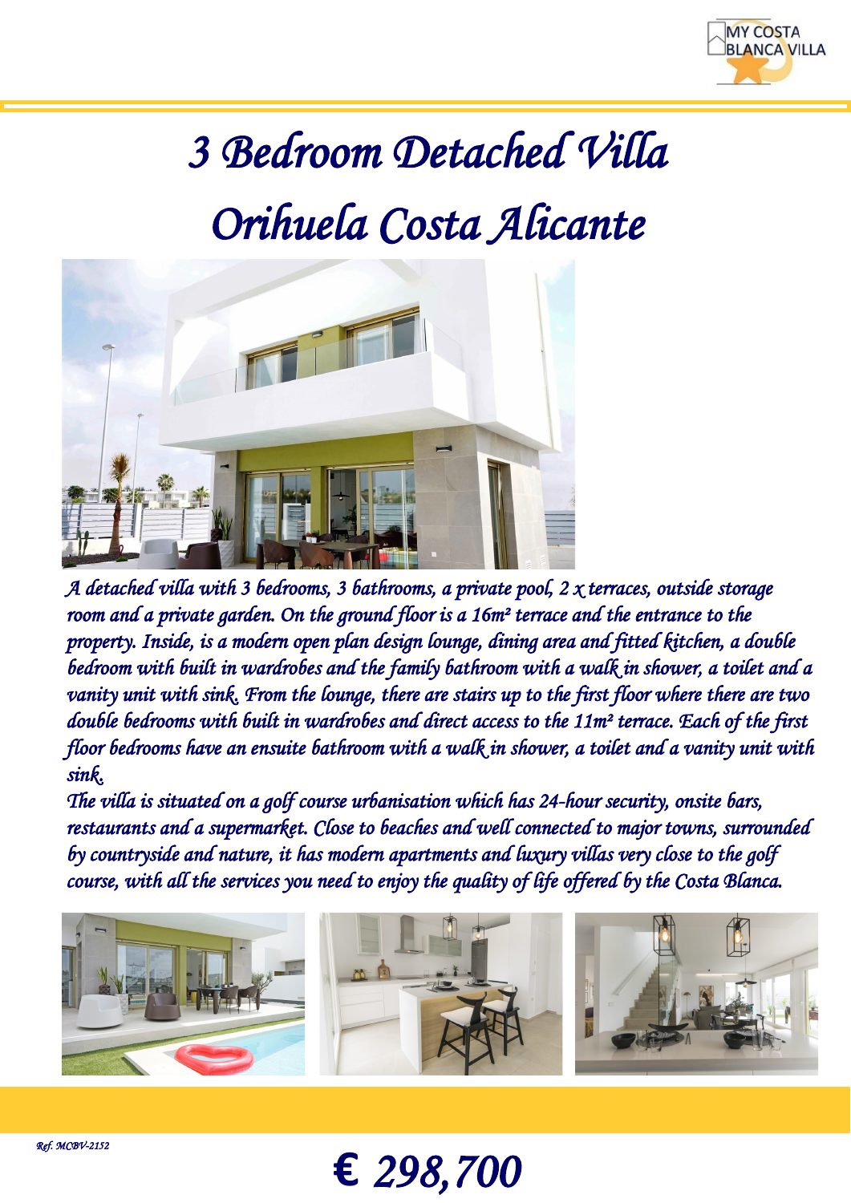MY COSTA BLANCA VILLA

# 3 Bedroom Detached Villa
# Orihuela Costa Alicante

*A detached villa with 3 bedrooms, 3 bathrooms, a private pool, 2 x terraces, outside storage room and a private garden. On the ground floor is a 16m² terrace and the entrance to the property. Inside, is a modern open plan design lounge, dining area and fitted kitchen, a double bedroom with built in wardrobes and the family bathroom with a walk in shower, a toilet and a vanity unit with sink. From the lounge, there are stairs up to the first floor where there are two double bedrooms with built in wardrobes and direct access to the 11m² terrace. Each of the first floor bedrooms have an ensuite bathroom with a walk in shower, a toilet and a vanity unit with sink.*

*The villa is situated on a golf course urbanisation which has 24-hour security, onsite bars, restaurants and a supermarket. Close to beaches and well connected to major towns, surrounded by countryside and nature, it has modern apartments and luxury villas very close to the golf course, with all the services you need to enjoy the quality of life offered by the Costa Blanca.*

*Ref. MCBV-2152*

# € 298,700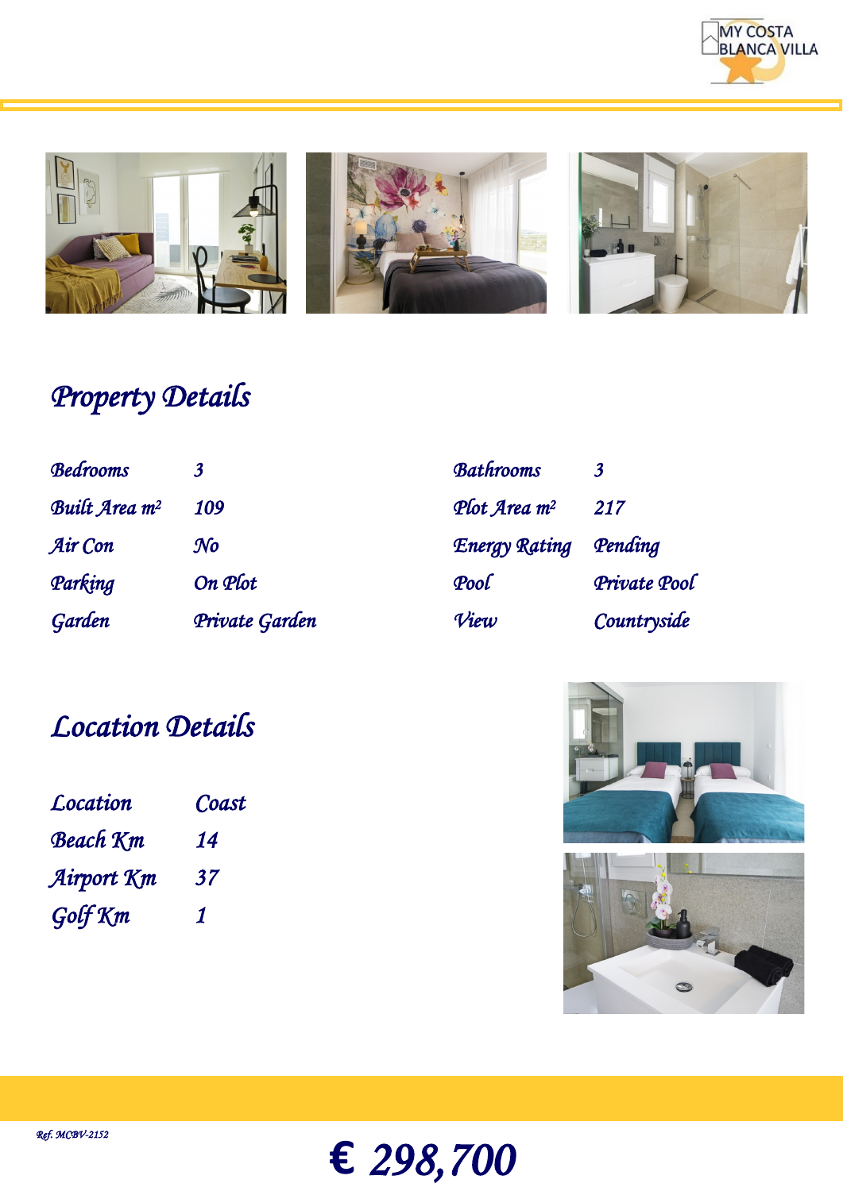## Property Details

| | | | |
|---|---|---|---|
| Bedrooms | 3 | Bathrooms | 3 |
| Built Area m² | 109 | Plot Area m² | 217 |
| Air Con | No | Energy Rating | Pending |
| Parking | On Plot | Pool | Private Pool |
| Garden | Private Garden | View | Countryside |

## Location Details

| | |
|---|---|
| Location | Coast |
| Beach Km | 14 |
| Airport Km | 37 |
| Golf Km | 1 |

Ref. MCBV-2152

**€ 298,700**